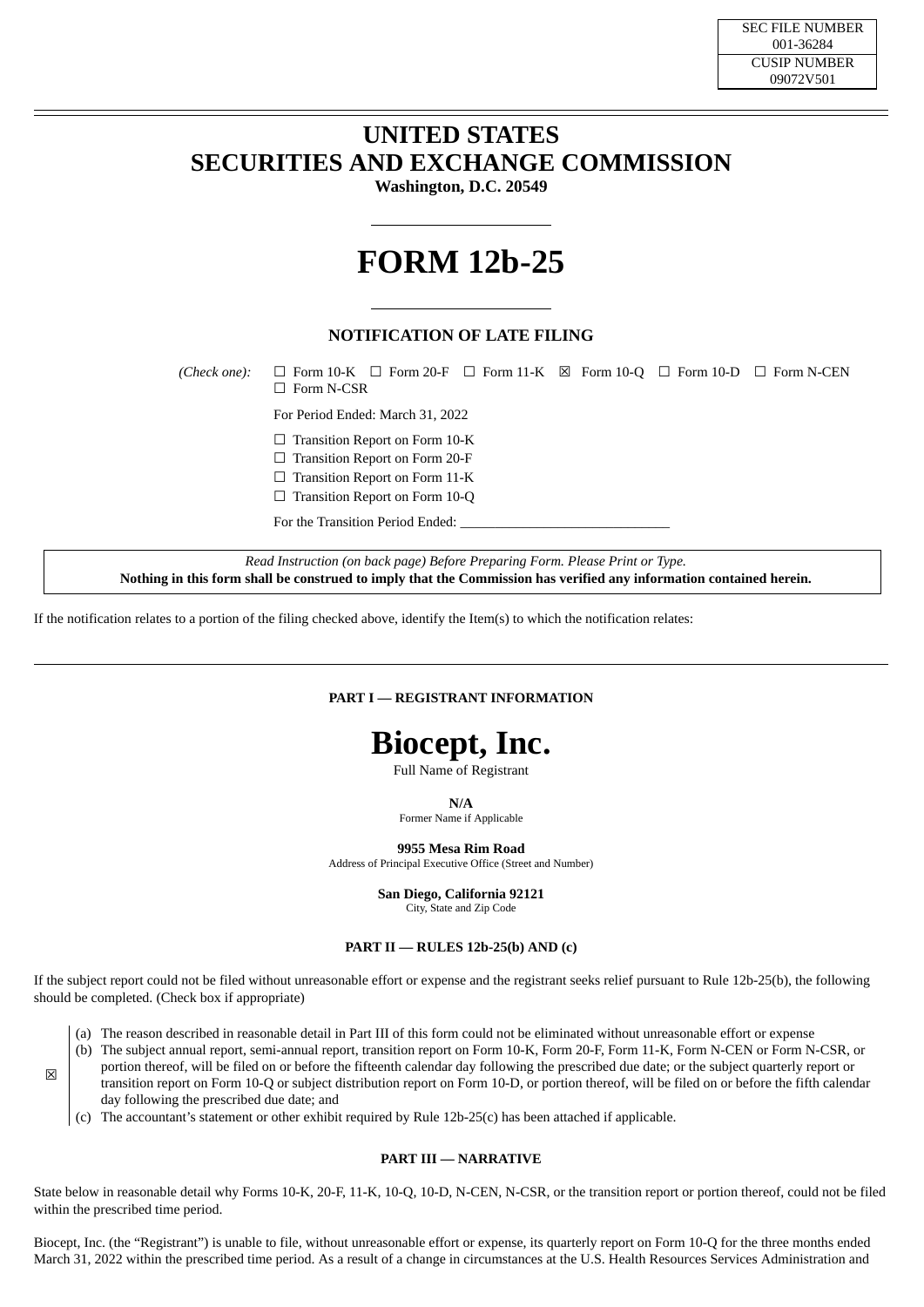| SEC FILE NUMBER |
| --- |
| 001-36284 |
| CUSIP NUMBER |
| 09072V501 |

# UNITED STATES SECURITIES AND EXCHANGE COMMISSION

**Washington, D.C. 20549**

# FORM 12b-25

## NOTIFICATION OF LATE FILING

*(Check one):* ☐ Form 10-K ☐ Form 20-F ☐ Form 11-K ☒ Form 10-Q ☐ Form 10-D ☐ Form N-CEN ☐ Form N-CSR

For Period Ended: March 31, 2022

☐ Transition Report on Form 10-K
☐ Transition Report on Form 20-F
☐ Transition Report on Form 11-K
☐ Transition Report on Form 10-Q

For the Transition Period Ended: ______________________________

*Read Instruction (on back page) Before Preparing Form. Please Print or Type.*
**Nothing in this form shall be construed to imply that the Commission has verified any information contained herein.**

If the notification relates to a portion of the filing checked above, identify the Item(s) to which the notification relates:

### PART I — REGISTRANT INFORMATION

**Biocept, Inc.**
Full Name of Registrant

**N/A**
Former Name if Applicable

**9955 Mesa Rim Road**
Address of Principal Executive Office (Street and Number)

**San Diego, California 92121**
City, State and Zip Code

### PART II — RULES 12b-25(b) AND (c)

If the subject report could not be filed without unreasonable effort or expense and the registrant seeks relief pursuant to Rule 12b-25(b), the following should be completed. (Check box if appropriate)

☒

(a) The reason described in reasonable detail in Part III of this form could not be eliminated without unreasonable effort or expense
(b) The subject annual report, semi-annual report, transition report on Form 10-K, Form 20-F, Form 11-K, Form N-CEN or Form N-CSR, or portion thereof, will be filed on or before the fifteenth calendar day following the prescribed due date; or the subject quarterly report or transition report on Form 10-Q or subject distribution report on Form 10-D, or portion thereof, will be filed on or before the fifth calendar day following the prescribed due date; and
(c) The accountant's statement or other exhibit required by Rule 12b-25(c) has been attached if applicable.

### PART III — NARRATIVE

State below in reasonable detail why Forms 10-K, 20-F, 11-K, 10-Q, 10-D, N-CEN, N-CSR, or the transition report or portion thereof, could not be filed within the prescribed time period.

Biocept, Inc. (the "Registrant") is unable to file, without unreasonable effort or expense, its quarterly report on Form 10-Q for the three months ended March 31, 2022 within the prescribed time period. As a result of a change in circumstances at the U.S. Health Resources Services Administration and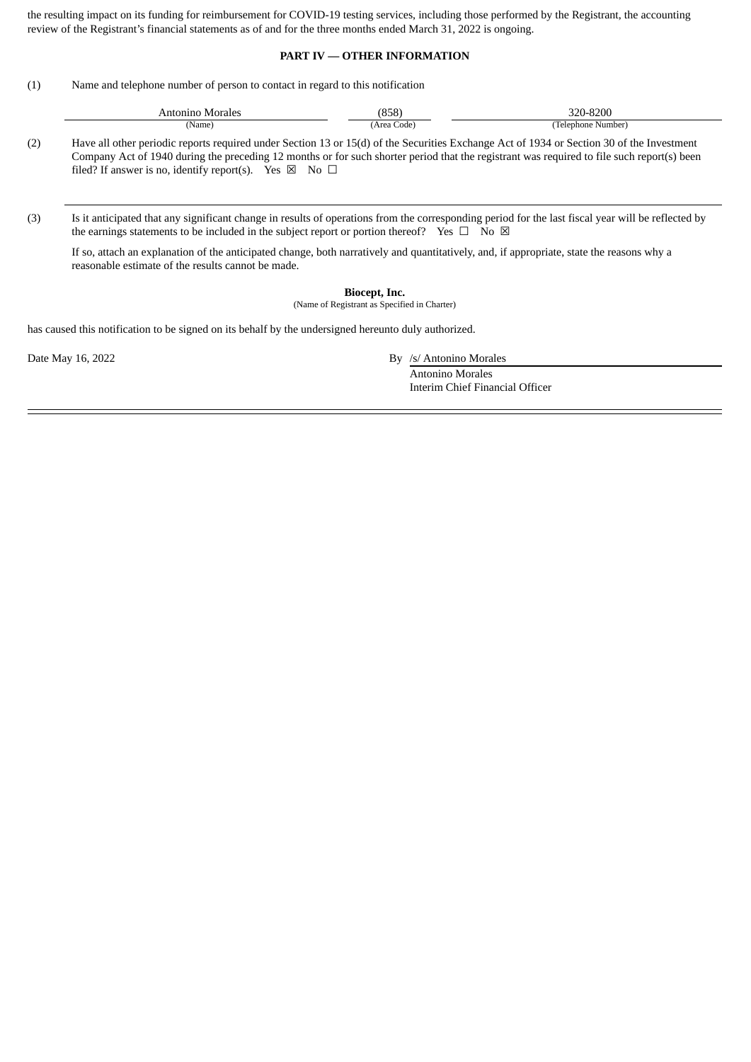the resulting impact on its funding for reimbursement for COVID-19 testing services, including those performed by the Registrant, the accounting review of the Registrant's financial statements as of and for the three months ended March 31, 2022 is ongoing.

**PART IV — OTHER INFORMATION**

(1) Name and telephone number of person to contact in regard to this notification

| Antonino Morales | (858) | 320-8200 |
| --- | --- | --- |
| (Name) | (Area Code) | (Telephone Number) |

(2) Have all other periodic reports required under Section 13 or 15(d) of the Securities Exchange Act of 1934 or Section 30 of the Investment Company Act of 1940 during the preceding 12 months or for such shorter period that the registrant was required to file such report(s) been filed? If answer is no, identify report(s). Yes ☒ No ☐

(3) Is it anticipated that any significant change in results of operations from the corresponding period for the last fiscal year will be reflected by the earnings statements to be included in the subject report or portion thereof? Yes ☐ No ☒

If so, attach an explanation of the anticipated change, both narratively and quantitatively, and, if appropriate, state the reasons why a reasonable estimate of the results cannot be made.

**Biocept, Inc.**
(Name of Registrant as Specified in Charter)

has caused this notification to be signed on its behalf by the undersigned hereunto duly authorized.

Date May 16, 2022

By /s/ Antonino Morales
Antonino Morales
Interim Chief Financial Officer